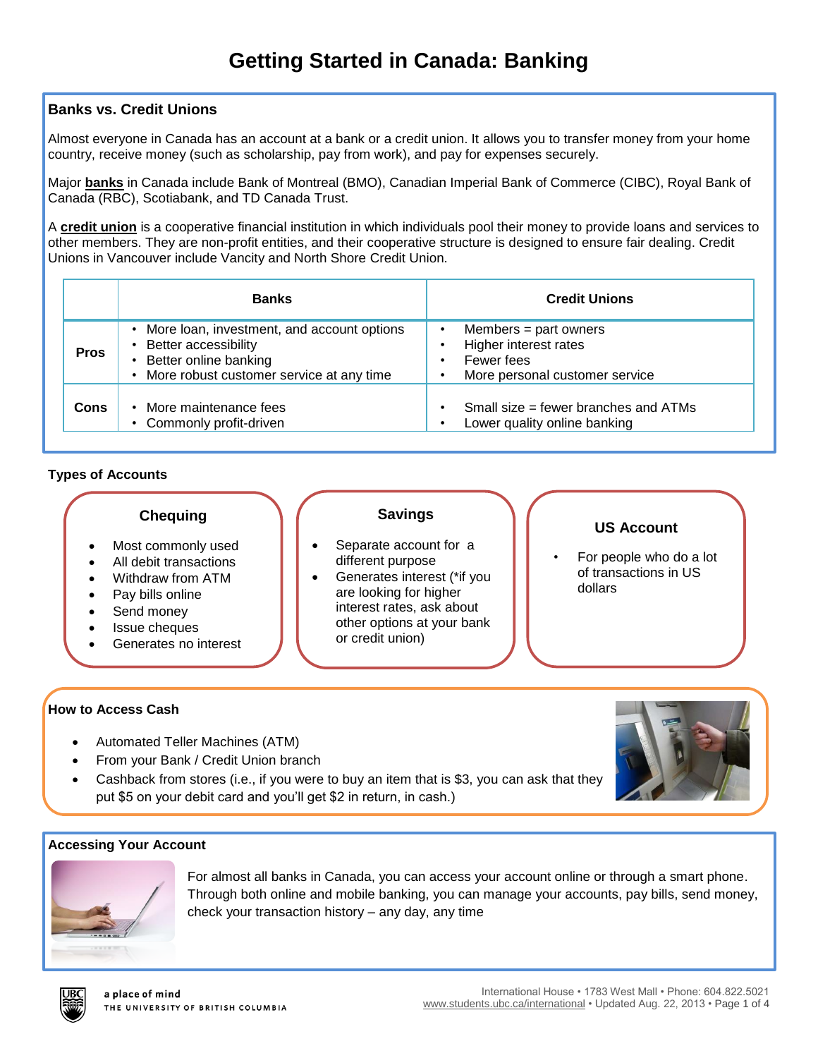# Getting Started in Canada: Banking

## Banks vs. Credit Unions

Almost everyone in Canada has an account at a bank or a credit union. It allows you to transfer money from your home country, receive money (such as scholarship, pay from work), and pay for expenses securely.

Major **banks** in Canada include Bank of Montreal (BMO), Canadian Imperial Bank of Commerce (CIBC), Royal Bank of Canada (RBC), Scotiabank, and TD Canada Trust.

A **credit union** is a cooperative financial institution in which individuals pool their money to provide loans and services to other members. They are non-profit entities, and their cooperative structure is designed to ensure fair dealing. Credit Unions in Vancouver include Vancity and North Shore Credit Union.

| | Banks | Credit Unions |
|---|---|---|
| **Pros** | • More loan, investment, and account options<br>• Better accessibility<br>• Better online banking<br>• More robust customer service at any time | • Members = part owners<br>• Higher interest rates<br>• Fewer fees<br>• More personal customer service |
| **Cons** | • More maintenance fees<br>• Commonly profit-driven | • Small size = fewer branches and ATMs<br>• Lower quality online banking |

## Types of Accounts

### Chequing

- Most commonly used
- All debit transactions
- Withdraw from ATM
- Pay bills online
- Send money
- Issue cheques
- Generates no interest

### Savings

- Separate account for a different purpose
- Generates interest (*if you are looking for higher interest rates, ask about other options at your bank or credit union)

### US Account

- For people who do a lot of transactions in US dollars

## How to Access Cash

- Automated Teller Machines (ATM)
- From your Bank / Credit Union branch
- Cashback from stores (i.e., if you were to buy an item that is $3, you can ask that they put $5 on your debit card and you'll get $2 in return, in cash.)

## Accessing Your Account

For almost all banks in Canada, you can access your account online or through a smart phone. Through both online and mobile banking, you can manage your accounts, pay bills, send money, check your transaction history – any day, any time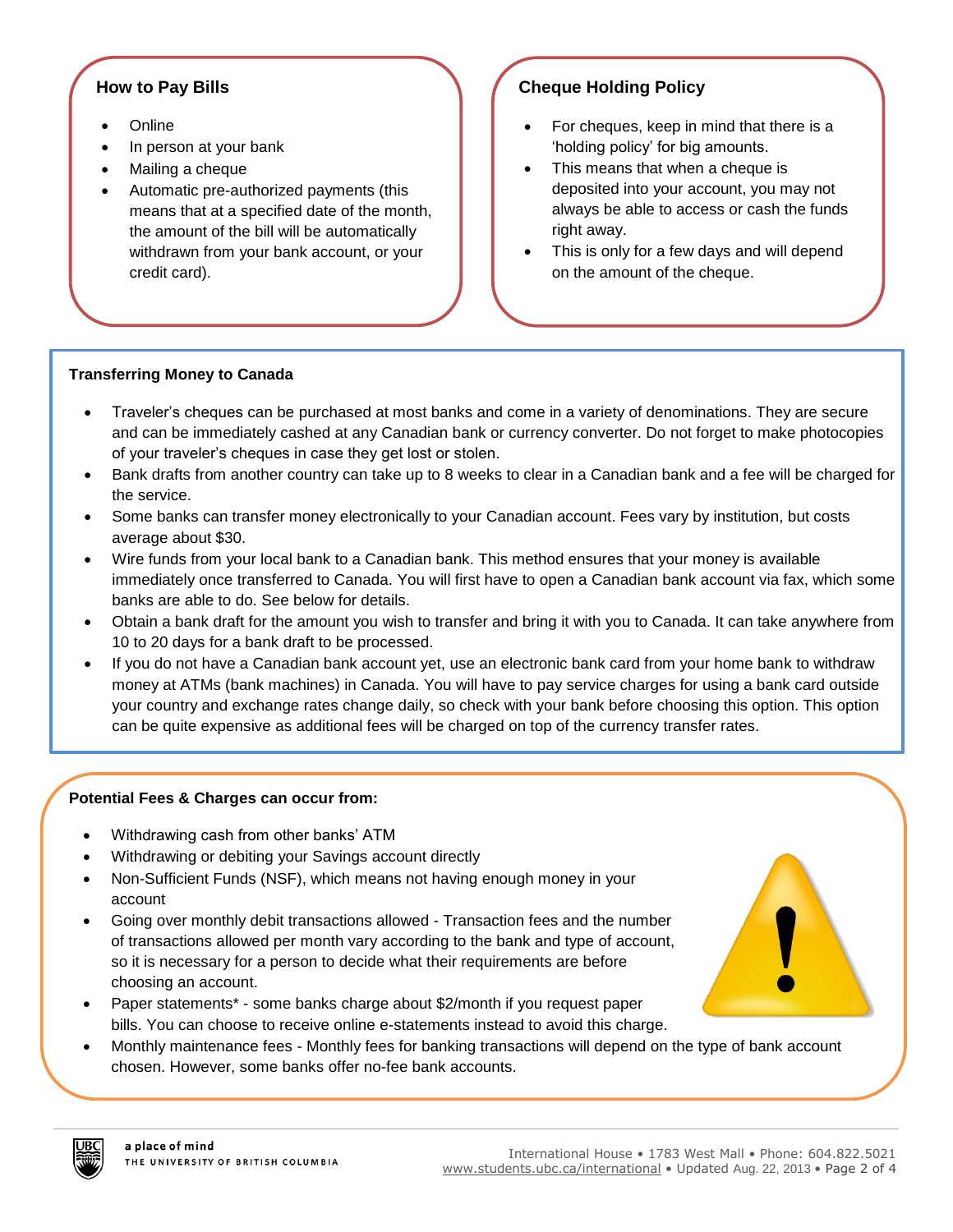### How to Pay Bills

- Online
- In person at your bank
- Mailing a cheque
- Automatic pre-authorized payments (this means that at a specified date of the month, the amount of the bill will be automatically withdrawn from your bank account, or your credit card).

### Cheque Holding Policy

- For cheques, keep in mind that there is a 'holding policy' for big amounts.
- This means that when a cheque is deposited into your account, you may not always be able to access or cash the funds right away.
- This is only for a few days and will depend on the amount of the cheque.

### Transferring Money to Canada

- Traveler's cheques can be purchased at most banks and come in a variety of denominations. They are secure and can be immediately cashed at any Canadian bank or currency converter. Do not forget to make photocopies of your traveler's cheques in case they get lost or stolen.
- Bank drafts from another country can take up to 8 weeks to clear in a Canadian bank and a fee will be charged for the service.
- Some banks can transfer money electronically to your Canadian account. Fees vary by institution, but costs average about $30.
- Wire funds from your local bank to a Canadian bank. This method ensures that your money is available immediately once transferred to Canada. You will first have to open a Canadian bank account via fax, which some banks are able to do. See below for details.
- Obtain a bank draft for the amount you wish to transfer and bring it with you to Canada. It can take anywhere from 10 to 20 days for a bank draft to be processed.
- If you do not have a Canadian bank account yet, use an electronic bank card from your home bank to withdraw money at ATMs (bank machines) in Canada. You will have to pay service charges for using a bank card outside your country and exchange rates change daily, so check with your bank before choosing this option. This option can be quite expensive as additional fees will be charged on top of the currency transfer rates.

### Potential Fees & Charges can occur from:

- Withdrawing cash from other banks' ATM
- Withdrawing or debiting your Savings account directly
- Non-Sufficient Funds (NSF), which means not having enough money in your account
- Going over monthly debit transactions allowed - Transaction fees and the number of transactions allowed per month vary according to the bank and type of account, so it is necessary for a person to decide what their requirements are before choosing an account.
- Paper statements* - some banks charge about $2/month if you request paper bills. You can choose to receive online e-statements instead to avoid this charge.
- Monthly maintenance fees - Monthly fees for banking transactions will depend on the type of bank account chosen. However, some banks offer no-fee bank accounts.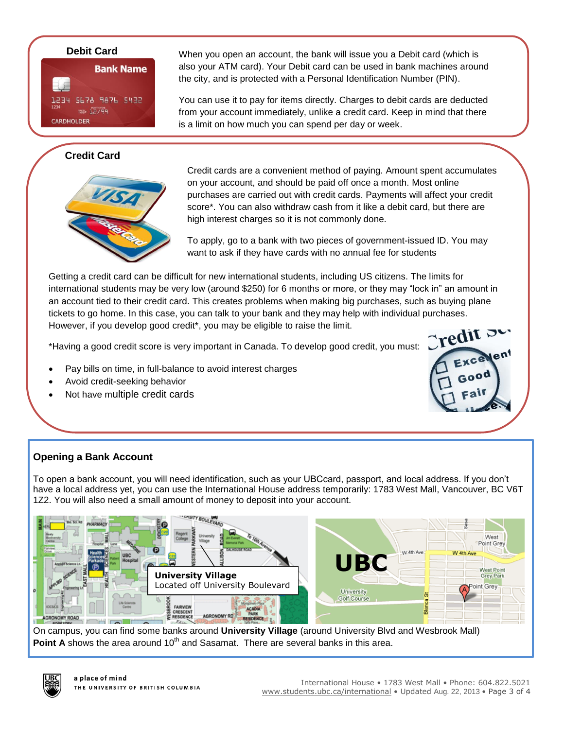## Debit Card

When you open an account, the bank will issue you a Debit card (which is also your ATM card). Your Debit card can be used in bank machines around the city, and is protected with a Personal Identification Number (PIN).

You can use it to pay for items directly. Charges to debit cards are deducted from your account immediately, unlike a credit card. Keep in mind that there is a limit on how much you can spend per day or week.

## Credit Card

Credit cards are a convenient method of paying. Amount spent accumulates on your account, and should be paid off once a month. Most online purchases are carried out with credit cards. Payments will affect your credit score*. You can also withdraw cash from it like a debit card, but there are high interest charges so it is not commonly done.

To apply, go to a bank with two pieces of government-issued ID. You may want to ask if they have cards with no annual fee for students

Getting a credit card can be difficult for new international students, including US citizens. The limits for international students may be very low (around $250) for 6 months or more, or they may "lock in" an amount in an account tied to their credit card. This creates problems when making big purchases, such as buying plane tickets to go home. In this case, you can talk to your bank and they may help with individual purchases. However, if you develop good credit*, you may be eligible to raise the limit.

*Having a good credit score is very important in Canada. To develop good credit, you must:

- Pay bills on time, in full-balance to avoid interest charges
- Avoid credit-seeking behavior
- Not have multiple credit cards

## Opening a Bank Account

To open a bank account, you will need identification, such as your UBCcard, passport, and local address. If you don't have a local address yet, you can use the International House address temporarily: 1783 West Mall, Vancouver, BC V6T 1Z2. You will also need a small amount of money to deposit into your account.

**University Village**
Located off University Boulevard

On campus, you can find some banks around **University Village** (around University Blvd and Wesbrook Mall)
**Point A** shows the area around 10th and Sasamat. There are several banks in this area.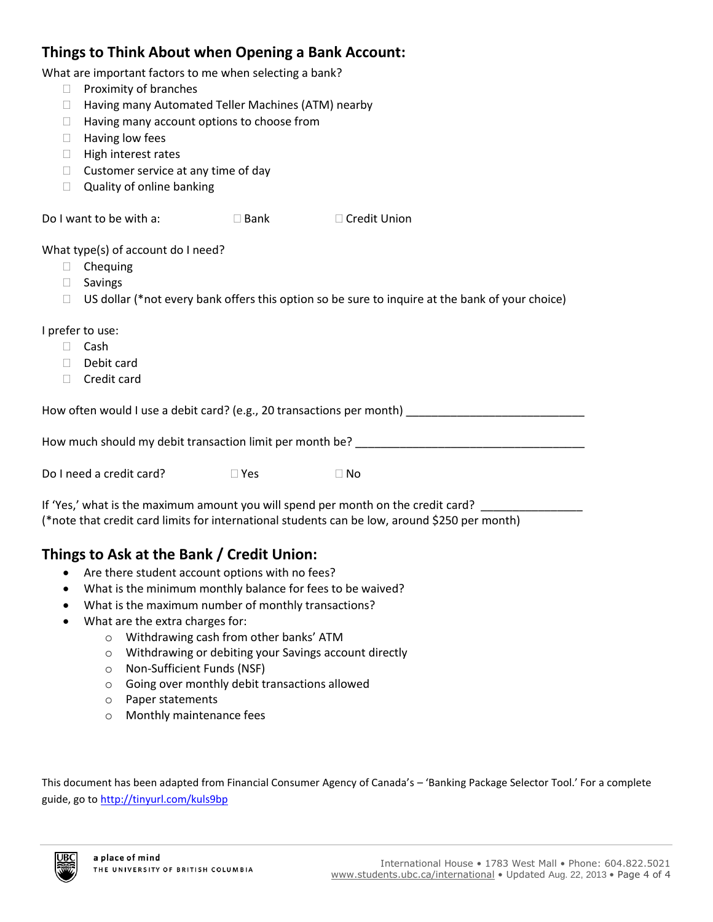## Things to Think About when Opening a Bank Account:

What are important factors to me when selecting a bank?

- ☐ Proximity of branches
- ☐ Having many Automated Teller Machines (ATM) nearby
- ☐ Having many account options to choose from
- ☐ Having low fees
- ☐ High interest rates
- ☐ Customer service at any time of day
- ☐ Quality of online banking

Do I want to be with a: ☐ Bank ☐ Credit Union

What type(s) of account do I need?

- ☐ Chequing
- ☐ Savings
- ☐ US dollar (*not every bank offers this option so be sure to inquire at the bank of your choice)

I prefer to use:

- ☐ Cash
- ☐ Debit card
- ☐ Credit card

How often would I use a debit card? (e.g., 20 transactions per month) ____________________________

How much should my debit transaction limit per month be? ____________________________________

Do I need a credit card? ☐ Yes ☐ No

If 'Yes,' what is the maximum amount you will spend per month on the credit card? ________________
(*note that credit card limits for international students can be low, around $250 per month)

## Things to Ask at the Bank / Credit Union:

- Are there student account options with no fees?
- What is the minimum monthly balance for fees to be waived?
- What is the maximum number of monthly transactions?
- What are the extra charges for:
  - Withdrawing cash from other banks' ATM
  - Withdrawing or debiting your Savings account directly
  - Non-Sufficient Funds (NSF)
  - Going over monthly debit transactions allowed
  - Paper statements
  - Monthly maintenance fees

This document has been adapted from Financial Consumer Agency of Canada's – 'Banking Package Selector Tool.' For a complete guide, go to http://tinyurl.com/kuls9bp